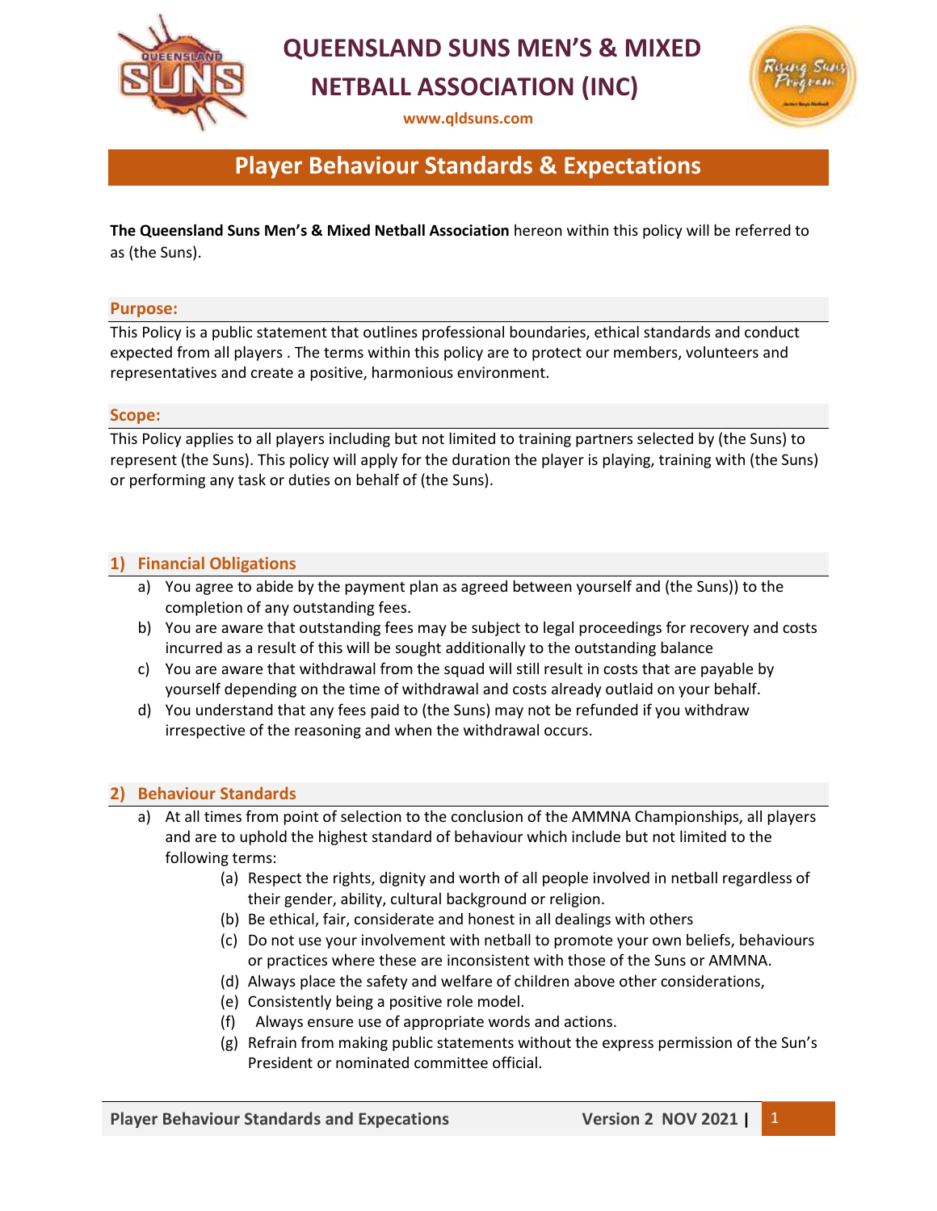# QUEENSLAND SUNS MEN'S & MIXED NETBALL ASSOCIATION (INC)

www.qldsuns.com

## Player Behaviour Standards & Expectations

**The Queensland Suns Men's & Mixed Netball Association** hereon within this policy will be referred to as (the Suns).

### Purpose:

This Policy is a public statement that outlines professional boundaries, ethical standards and conduct expected from all players . The terms within this policy are to protect our members, volunteers and representatives and create a positive, harmonious environment.

### Scope:

This Policy applies to all players including but not limited to training partners selected by (the Suns) to represent (the Suns). This policy will apply for the duration the player is playing, training with (the Suns) or performing any task or duties on behalf of (the Suns).

### 1) Financial Obligations

a) You agree to abide by the payment plan as agreed between yourself and (the Suns)) to the completion of any outstanding fees.

b) You are aware that outstanding fees may be subject to legal proceedings for recovery and costs incurred as a result of this will be sought additionally to the outstanding balance

c) You are aware that withdrawal from the squad will still result in costs that are payable by yourself depending on the time of withdrawal and costs already outlaid on your behalf.

d) You understand that any fees paid to (the Suns) may not be refunded if you withdraw irrespective of the reasoning and when the withdrawal occurs.

### 2) Behaviour Standards

a) At all times from point of selection to the conclusion of the AMMNA Championships, all players and are to uphold the highest standard of behaviour which include but not limited to the following terms:

   (a) Respect the rights, dignity and worth of all people involved in netball regardless of their gender, ability, cultural background or religion.

   (b) Be ethical, fair, considerate and honest in all dealings with others

   (c) Do not use your involvement with netball to promote your own beliefs, behaviours or practices where these are inconsistent with those of the Suns or AMMNA.

   (d) Always place the safety and welfare of children above other considerations,

   (e) Consistently being a positive role model.

   (f) Always ensure use of appropriate words and actions.

   (g) Refrain from making public statements without the express permission of the Sun's President or nominated committee official.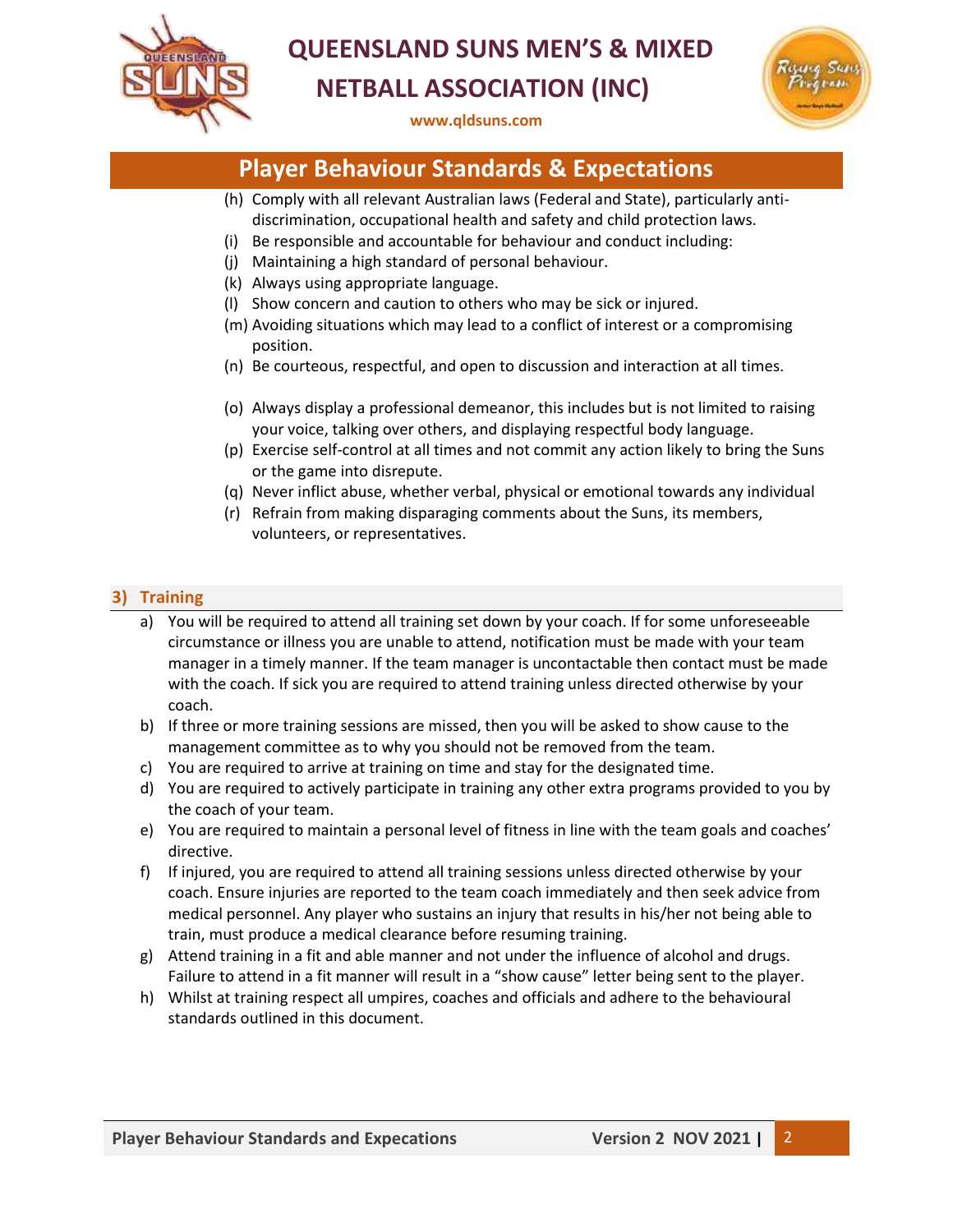(h) Comply with all relevant Australian laws (Federal and State), particularly anti-discrimination, occupational health and safety and child protection laws.
(i) Be responsible and accountable for behaviour and conduct including:
(j) Maintaining a high standard of personal behaviour.
(k) Always using appropriate language.
(l) Show concern and caution to others who may be sick or injured.
(m) Avoiding situations which may lead to a conflict of interest or a compromising position.
(n) Be courteous, respectful, and open to discussion and interaction at all times.

(o) Always display a professional demeanor, this includes but is not limited to raising your voice, talking over others, and displaying respectful body language.
(p) Exercise self-control at all times and not commit any action likely to bring the Suns or the game into disrepute.
(q) Never inflict abuse, whether verbal, physical or emotional towards any individual
(r) Refrain from making disparaging comments about the Suns, its members, volunteers, or representatives.

## 3) Training

a) You will be required to attend all training set down by your coach. If for some unforeseeable circumstance or illness you are unable to attend, notification must be made with your team manager in a timely manner. If the team manager is uncontactable then contact must be made with the coach. If sick you are required to attend training unless directed otherwise by your coach.
b) If three or more training sessions are missed, then you will be asked to show cause to the management committee as to why you should not be removed from the team.
c) You are required to arrive at training on time and stay for the designated time.
d) You are required to actively participate in training any other extra programs provided to you by the coach of your team.
e) You are required to maintain a personal level of fitness in line with the team goals and coaches' directive.
f) If injured, you are required to attend all training sessions unless directed otherwise by your coach. Ensure injuries are reported to the team coach immediately and then seek advice from medical personnel. Any player who sustains an injury that results in his/her not being able to train, must produce a medical clearance before resuming training.
g) Attend training in a fit and able manner and not under the influence of alcohol and drugs. Failure to attend in a fit manner will result in a "show cause" letter being sent to the player.
h) Whilst at training respect all umpires, coaches and officials and adhere to the behavioural standards outlined in this document.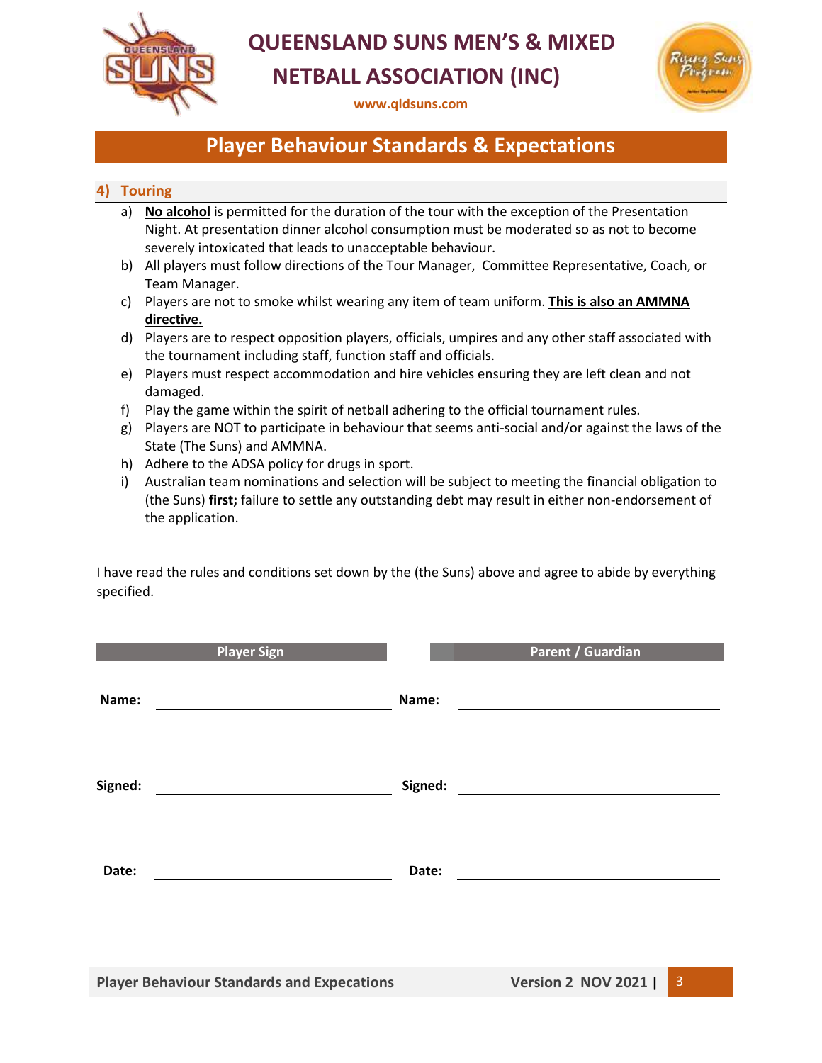# QUEENSLAND SUNS MEN'S & MIXED NETBALL ASSOCIATION (INC)

www.qldsuns.com

## Player Behaviour Standards & Expectations

### 4) Touring

a) **No alcohol** is permitted for the duration of the tour with the exception of the Presentation Night. At presentation dinner alcohol consumption must be moderated so as not to become severely intoxicated that leads to unacceptable behaviour.

b) All players must follow directions of the Tour Manager, Committee Representative, Coach, or Team Manager.

c) Players are not to smoke whilst wearing any item of team uniform. **This is also an AMMNA directive.**

d) Players are to respect opposition players, officials, umpires and any other staff associated with the tournament including staff, function staff and officials.

e) Players must respect accommodation and hire vehicles ensuring they are left clean and not damaged.

f) Play the game within the spirit of netball adhering to the official tournament rules.

g) Players are NOT to participate in behaviour that seems anti-social and/or against the laws of the State (The Suns) and AMMNA.

h) Adhere to the ADSA policy for drugs in sport.

i) Australian team nominations and selection will be subject to meeting the financial obligation to (the Suns) **first;** failure to settle any outstanding debt may result in either non-endorsement of the application.

I have read the rules and conditions set down by the (the Suns) above and agree to abide by everything specified.

| Player Sign | | Parent / Guardian | |
|---|---|---|---|
| Name: | | Name: | |
| Signed: | | Signed: | |
| Date: | | Date: | |